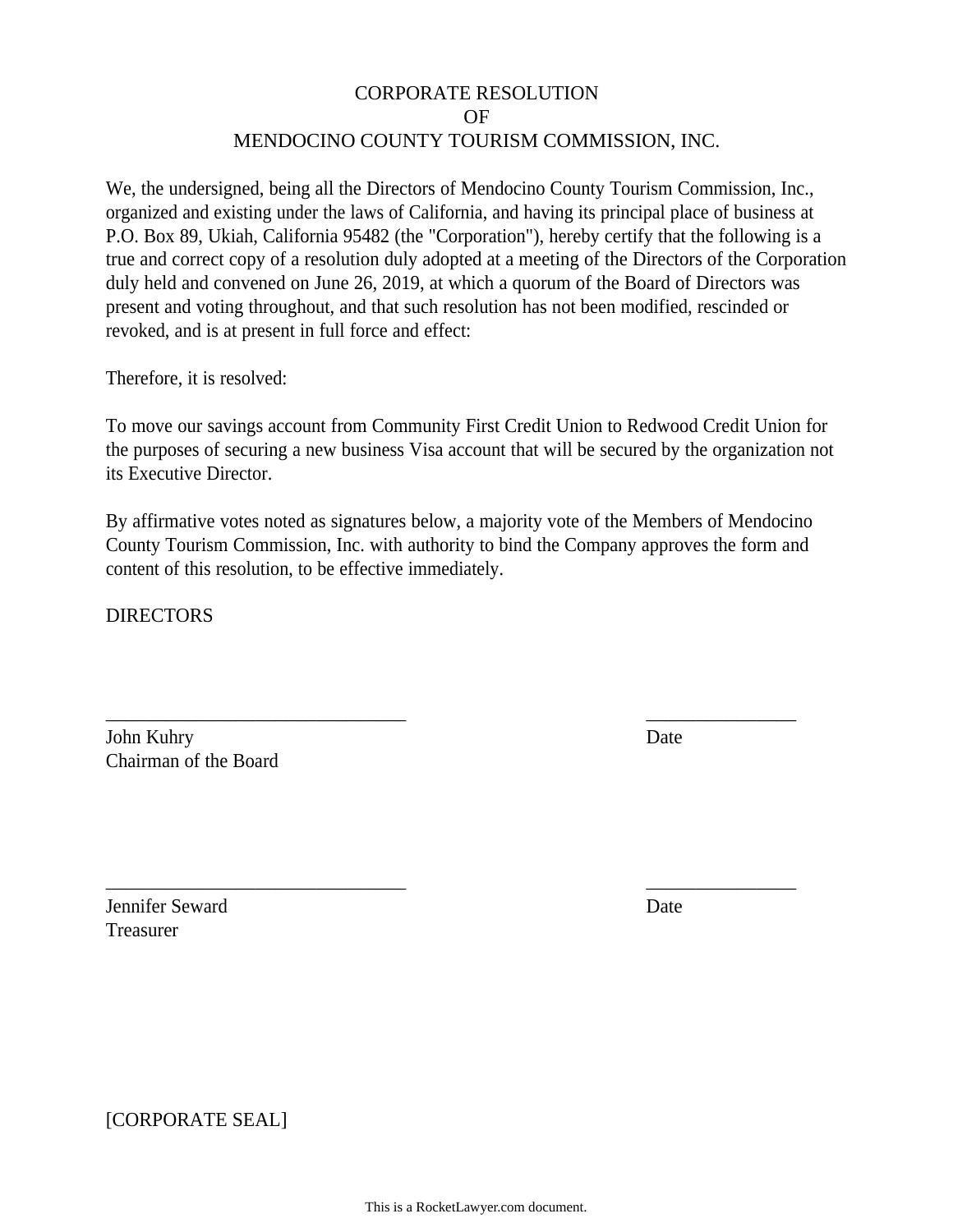# CORPORATE RESOLUTION
# OF
# MENDOCINO COUNTY TOURISM COMMISSION, INC.

We, the undersigned, being all the Directors of Mendocino County Tourism Commission, Inc., organized and existing under the laws of California, and having its principal place of business at P.O. Box 89, Ukiah, California 95482 (the "Corporation"), hereby certify that the following is a true and correct copy of a resolution duly adopted at a meeting of the Directors of the Corporation duly held and convened on June 26, 2019, at which a quorum of the Board of Directors was present and voting throughout, and that such resolution has not been modified, rescinded or revoked, and is at present in full force and effect:

Therefore, it is resolved:

To move our savings account from Community First Credit Union to Redwood Credit Union for the purposes of securing a new business Visa account that will be secured by the organization not its Executive Director.

By affirmative votes noted as signatures below, a majority vote of the Members of Mendocino County Tourism Commission, Inc. with authority to bind the Company approves the form and content of this resolution, to be effective immediately.

DIRECTORS

_______________________________ _______________

John Kuhry Date
Chairman of the Board

_______________________________ _______________

Jennifer Seward Date
Treasurer

[CORPORATE SEAL]

This is a RocketLawyer.com document.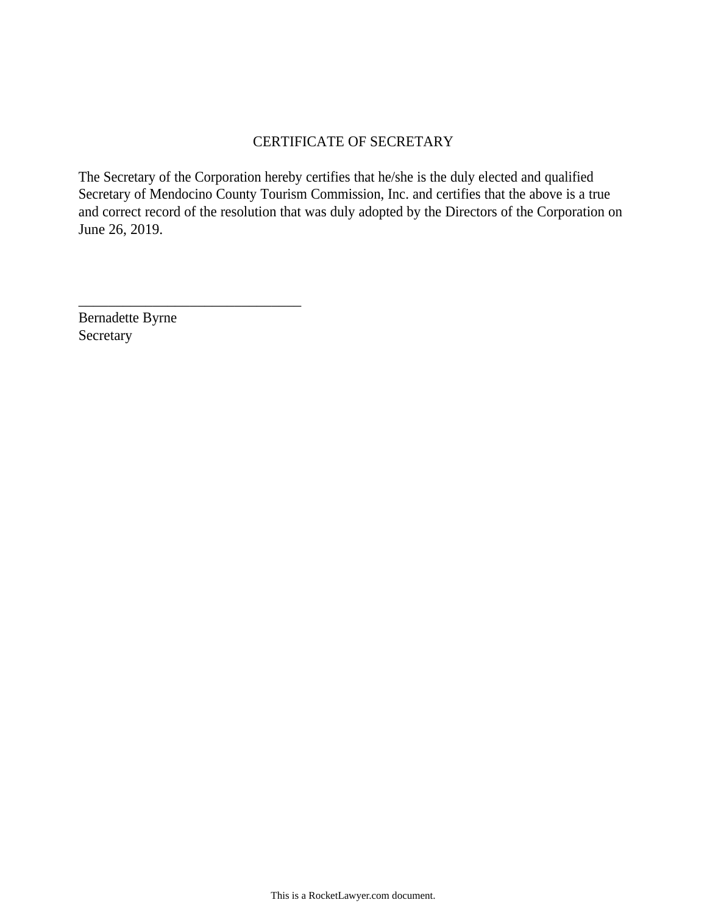# CERTIFICATE OF SECRETARY

The Secretary of the Corporation hereby certifies that he/she is the duly elected and qualified Secretary of Mendocino County Tourism Commission, Inc. and certifies that the above is a true and correct record of the resolution that was duly adopted by the Directors of the Corporation on June 26, 2019.

________________________________
Bernadette Byrne
Secretary

This is a RocketLawyer.com document.